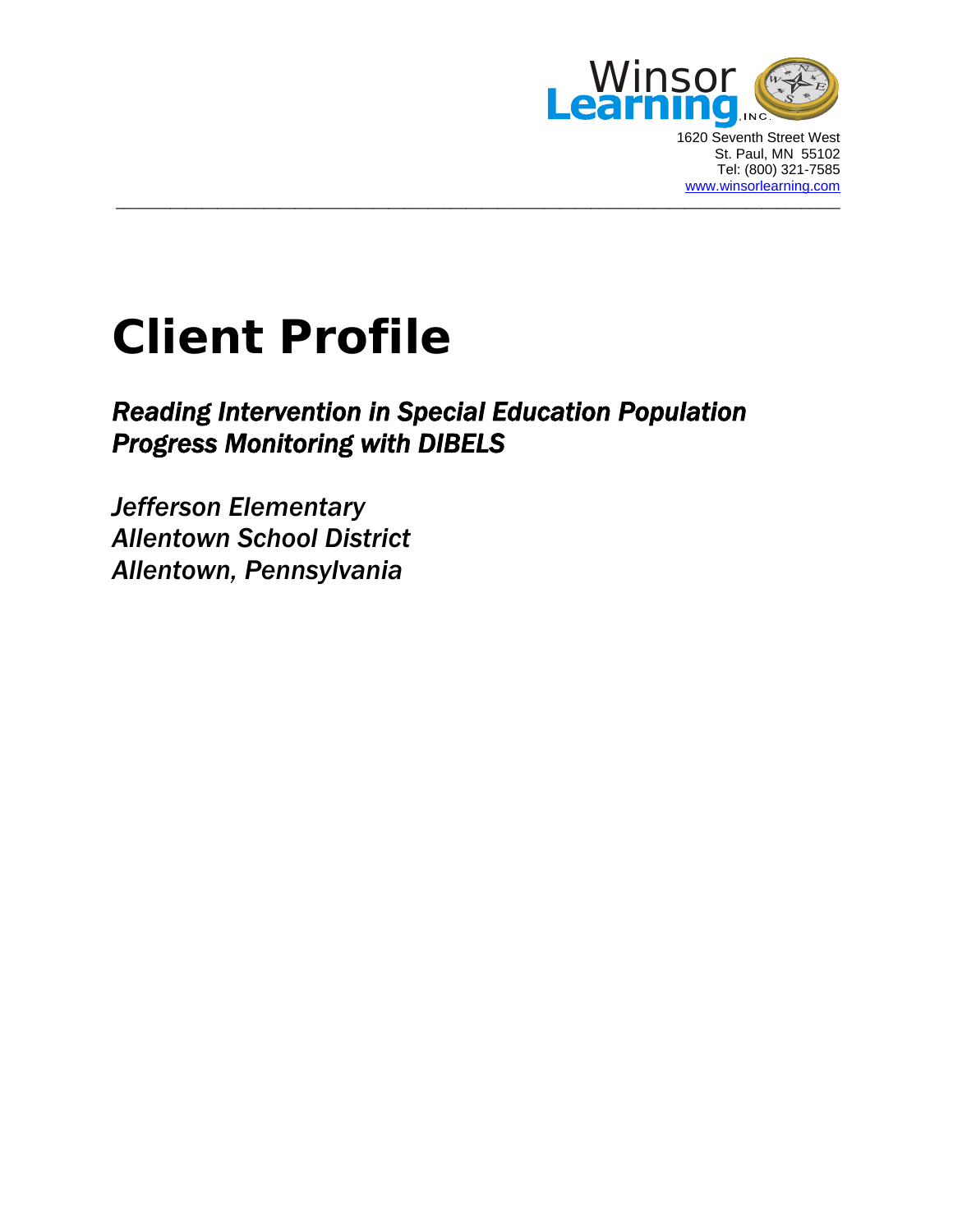Winsor Learning, Inc.

1620 Seventh Street West
St. Paul, MN 55102
Tel: (800) 321-7585
www.winsorlearning.com

# Client Profile

## *Reading Intervention in Special Education Population*
## *Progress Monitoring with DIBELS*

*Jefferson Elementary*
*Allentown School District*
*Allentown, Pennsylvania*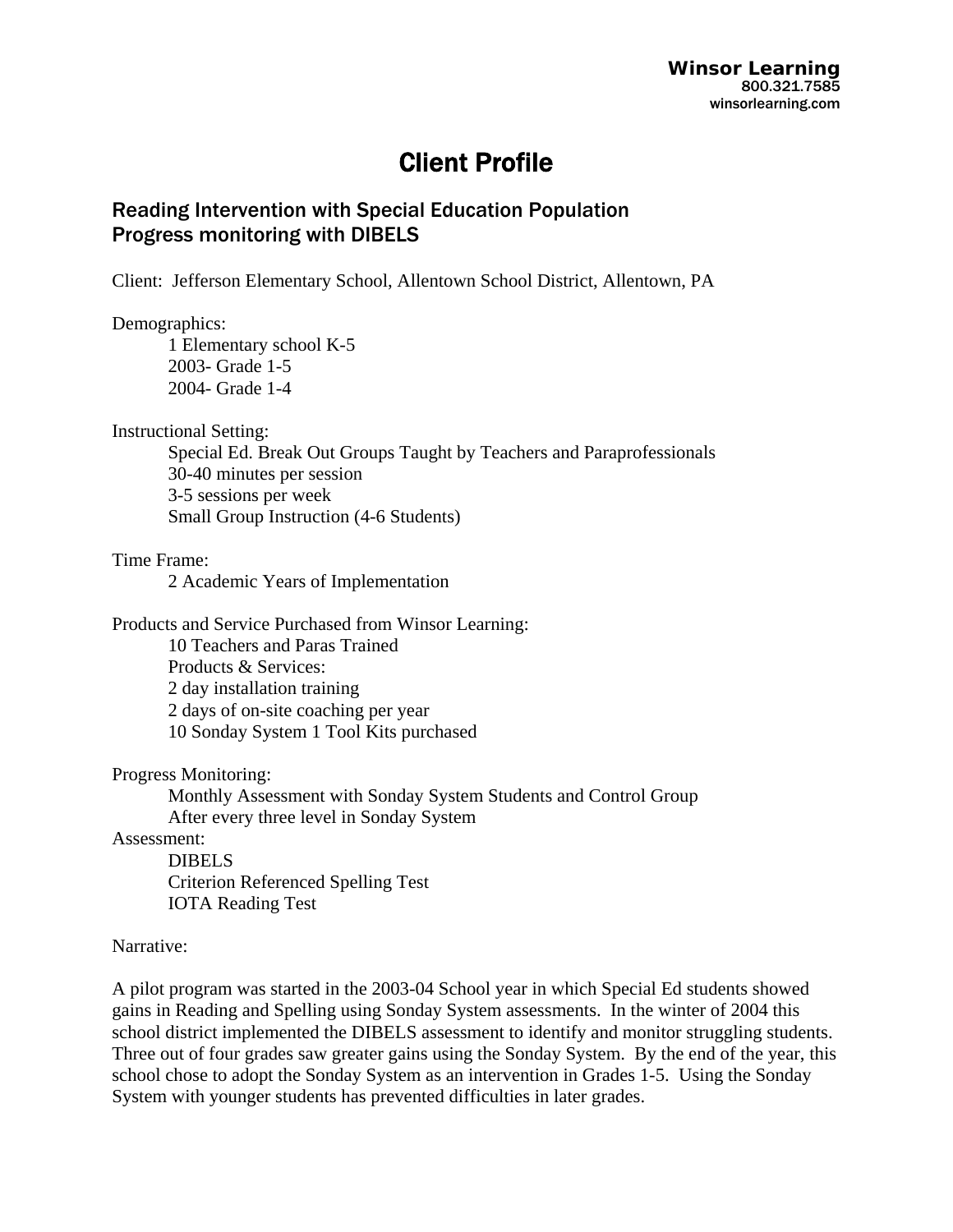**Winsor Learning**
800.321.7585
winsorlearning.com

# Client Profile

## Reading Intervention with Special Education Population
## Progress monitoring with DIBELS

Client: Jefferson Elementary School, Allentown School District, Allentown, PA

Demographics:
- 1 Elementary school K-5
- 2003- Grade 1-5
- 2004- Grade 1-4

Instructional Setting:
- Special Ed. Break Out Groups Taught by Teachers and Paraprofessionals
- 30-40 minutes per session
- 3-5 sessions per week
- Small Group Instruction (4-6 Students)

Time Frame:
- 2 Academic Years of Implementation

Products and Service Purchased from Winsor Learning:
- 10 Teachers and Paras Trained
- Products & Services:
- 2 day installation training
- 2 days of on-site coaching per year
- 10 Sonday System 1 Tool Kits purchased

Progress Monitoring:
- Monthly Assessment with Sonday System Students and Control Group
- After every three level in Sonday System

Assessment:
- DIBELS
- Criterion Referenced Spelling Test
- IOTA Reading Test

Narrative:

A pilot program was started in the 2003-04 School year in which Special Ed students showed gains in Reading and Spelling using Sonday System assessments. In the winter of 2004 this school district implemented the DIBELS assessment to identify and monitor struggling students. Three out of four grades saw greater gains using the Sonday System. By the end of the year, this school chose to adopt the Sonday System as an intervention in Grades 1-5. Using the Sonday System with younger students has prevented difficulties in later grades.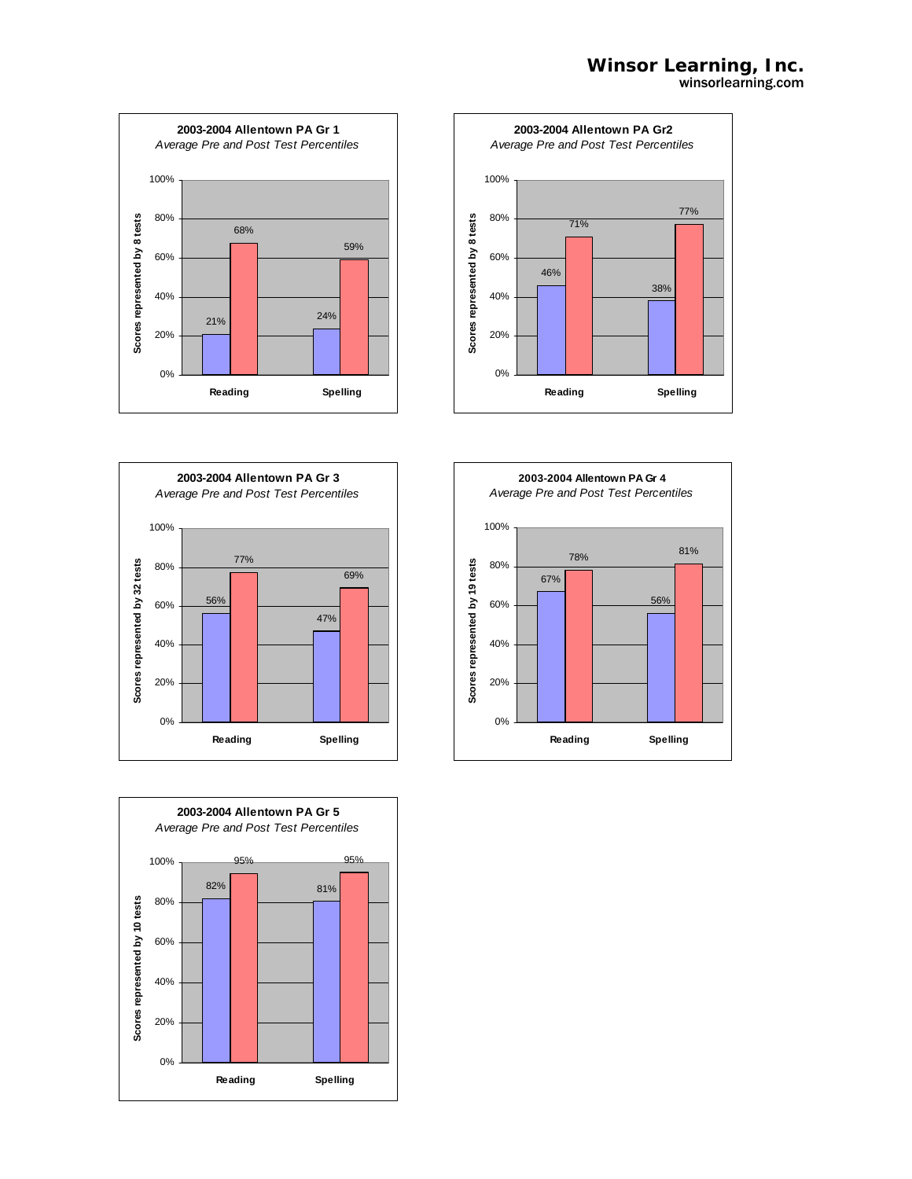# Winsor Learning, Inc.
winsorlearning.com

**2003-2004 Allentown PA Gr 1**
*Average Pre and Post Test Percentiles*

Scores represented by 8 tests

| | Pre | Post |
|---|---|---|
| Reading | 21% | 68% |
| Spelling | 24% | 59% |

**2003-2004 Allentown PA Gr2**
*Average Pre and Post Test Percentiles*

Scores represented by 8 tests

| | Pre | Post |
|---|---|---|
| Reading | 46% | 71% |
| Spelling | 38% | 77% |

**2003-2004 Allentown PA Gr 3**
*Average Pre and Post Test Percentiles*

Scores represented by 32 tests

| | Pre | Post |
|---|---|---|
| Reading | 56% | 77% |
| Spelling | 47% | 69% |

**2003-2004 Allentown PA Gr 4**
*Average Pre and Post Test Percentiles*

Scores represented by 19 tests

| | Pre | Post |
|---|---|---|
| Reading | 67% | 78% |
| Spelling | 56% | 81% |

**2003-2004 Allentown PA Gr 5**
*Average Pre and Post Test Percentiles*

Scores represented by 10 tests

| | Pre | Post |
|---|---|---|
| Reading | 82% | 95% |
| Spelling | 81% | 95% |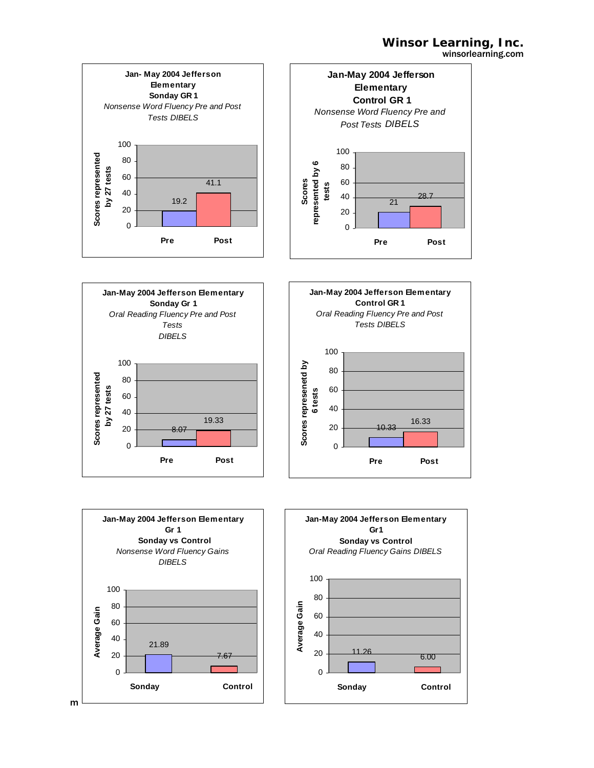**Winsor Learning, Inc.**
winsorlearning.com

**Jan- May 2004 Jefferson Elementary**
**Sonday GR 1**
*Nonsense Word Fluency Pre and Post Tests DIBELS*

Scores represented by 27 tests

| | Pre | Post |
|---|---|---|
| Score | 19.2 | 41.1 |

**Jan-May 2004 Jefferson Elementary**
**Control GR 1**
*Nonsense Word Fluency Pre and Post Tests DIBELS*

Scores represented by 6 tests

| | Pre | Post |
|---|---|---|
| Score | 21 | 28.7 |

**Jan-May 2004 Jefferson Elementary**
**Sonday Gr 1**
*Oral Reading Fluency Pre and Post Tests DIBELS*

Scores represented by 27 tests

| | Pre | Post |
|---|---|---|
| Score | 8.07 | 19.33 |

**Jan-May 2004 Jefferson Elementary**
**Control GR 1**
*Oral Reading Fluency Pre and Post Tests DIBELS*

Scores represeneted by 6 tests

| | Pre | Post |
|---|---|---|
| Score | 10.33 | 16.33 |

**Jan-May 2004 Jefferson Elementary**
**Gr 1**
**Sonday vs Control**
*Nonsense Word Fluency Gains DIBELS*

Average Gain

| | Sonday | Control |
|---|---|---|
| Average Gain | 21.89 | 7.67 |

**Jan-May 2004 Jefferson Elementary**
**Gr1**
**Sonday vs Control**
*Oral Reading Fluency Gains DIBELS*

Average Gain

| | Sonday | Control |
|---|---|---|
| Average Gain | 11.26 | 6.00 |

m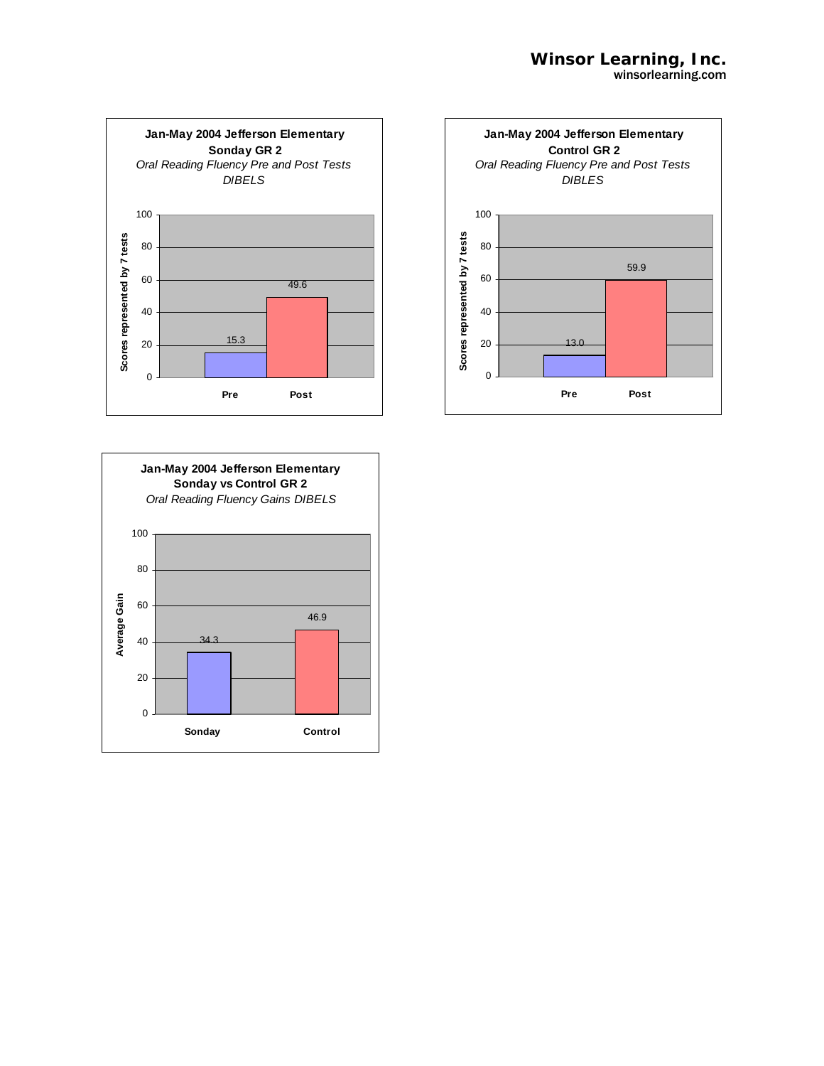**Winsor Learning, Inc.**
winsorlearning.com

**Jan-May 2004 Jefferson Elementary**
**Sonday GR 2**
*Oral Reading Fluency Pre and Post Tests*
*DIBELS*

Scores represented by 7 tests

| | Pre | Post |
|---|---|---|
| Score | 15.3 | 49.6 |

**Jan-May 2004 Jefferson Elementary**
**Control GR 2**
*Oral Reading Fluency Pre and Post Tests*
*DIBLES*

Scores represented by 7 tests

| | Pre | Post |
|---|---|---|
| Score | 13.0 | 59.9 |

**Jan-May 2004 Jefferson Elementary**
**Sonday vs Control GR 2**
*Oral Reading Fluency Gains DIBELS*

Average Gain

| | Sonday | Control |
|---|---|---|
| Average Gain | 34.3 | 46.9 |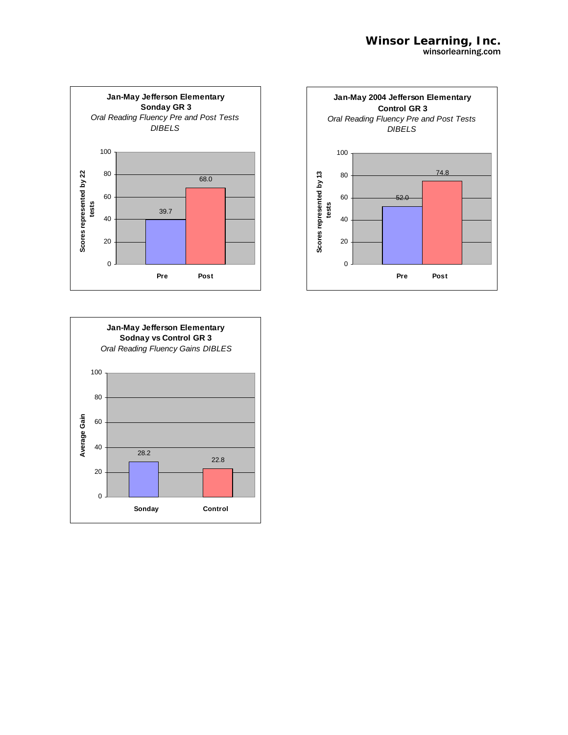**Winsor Learning, Inc.**
winsorlearning.com

**Jan-May Jefferson Elementary**
**Sonday GR 3**
*Oral Reading Fluency Pre and Post Tests*
*DIBELS*

Scores represented by 22 tests

| | Pre | Post |
|---|---|---|
| Score | 39.7 | 68.0 |

**Jan-May 2004 Jefferson Elementary**
**Control GR 3**
*Oral Reading Fluency Pre and Post Tests*
*DIBELS*

Scores represented by 13 tests

| | Pre | Post |
|---|---|---|
| Score | 52.0 | 74.8 |

**Jan-May Jefferson Elementary**
**Sodnay vs Control GR 3**
*Oral Reading Fluency Gains DIBLES*

| | Sonday | Control |
|---|---|---|
| Average Gain | 28.2 | 22.8 |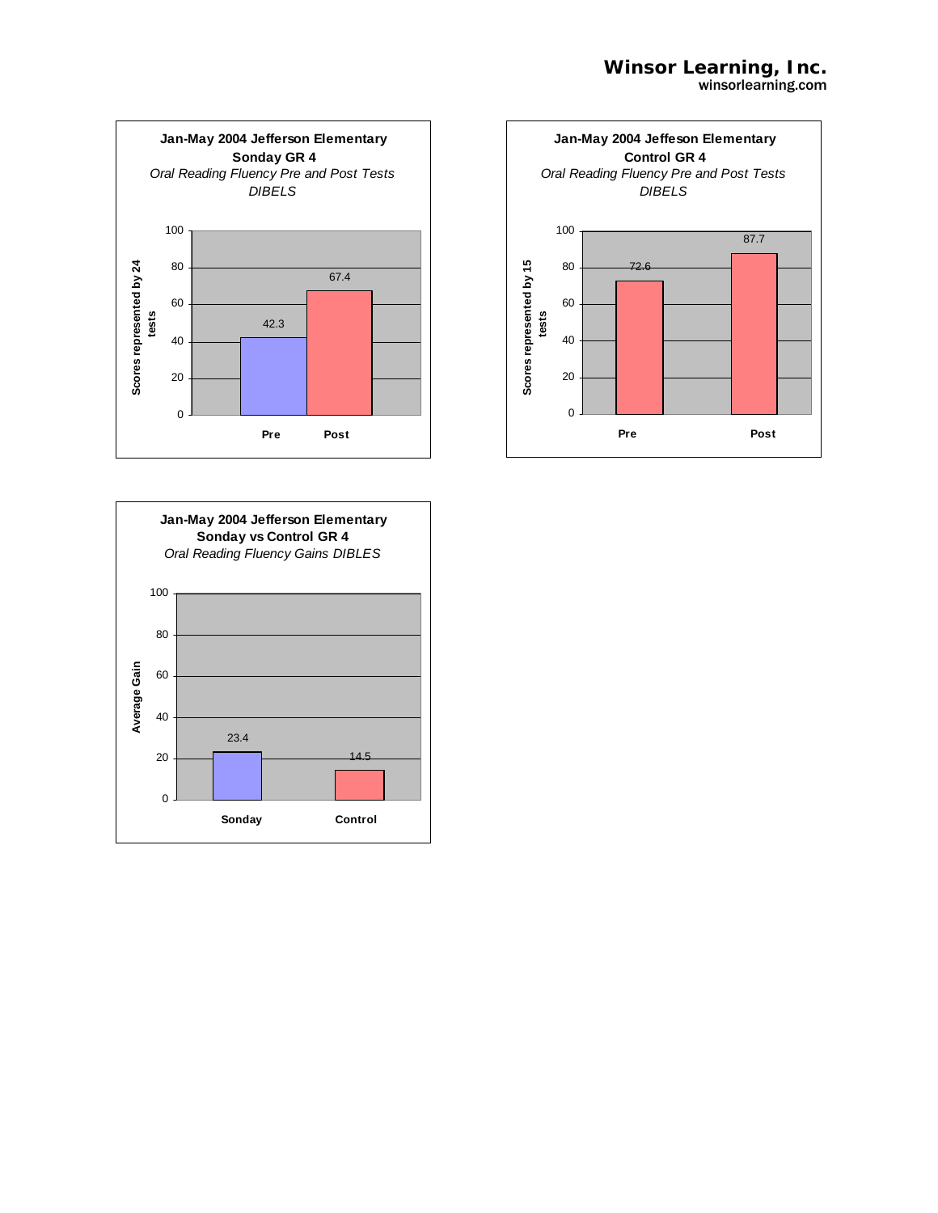**Winsor Learning, Inc.**
winsorlearning.com

**Jan-May 2004 Jefferson Elementary**
**Sonday GR 4**
*Oral Reading Fluency Pre and Post Tests*
*DIBELS*

Scores represented by 24 tests

100
80
60
40
20
0

42.3
67.4

Pre
Post

**Jan-May 2004 Jeffeson Elementary**
**Control GR 4**
*Oral Reading Fluency Pre and Post Tests*
*DIBELS*

Scores represented by 15 tests

100
80
60
40
20
0

72.6
87.7

Pre
Post

**Jan-May 2004 Jefferson Elementary**
**Sonday vs Control GR 4**
*Oral Reading Fluency Gains DIBLES*

Average Gain

100
80
60
40
20
0

23.4
14.5

Sonday
Control